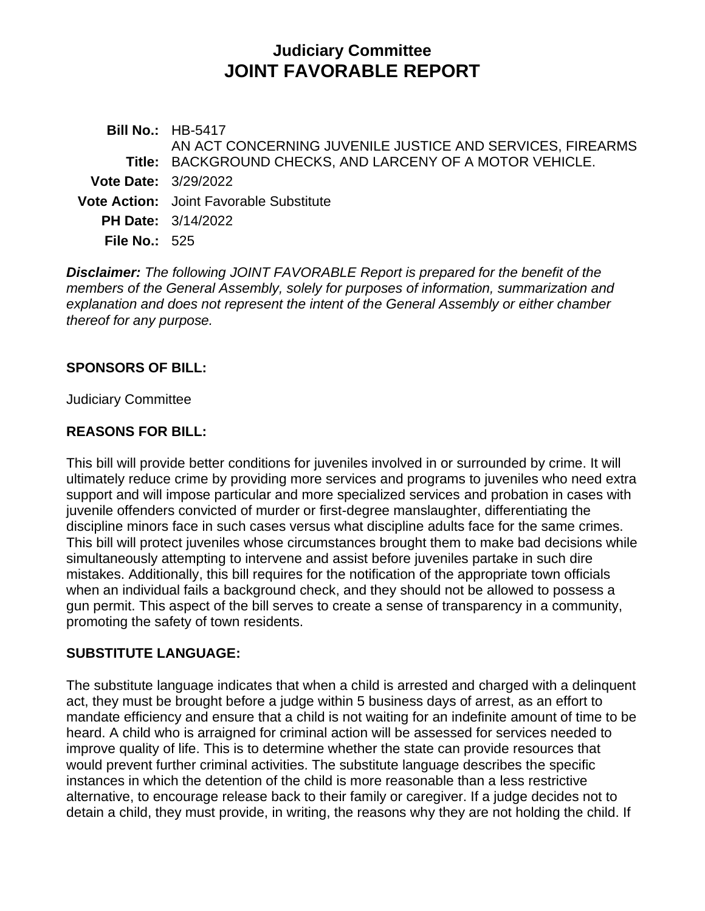# Judiciary Committee
# JOINT FAVORABLE REPORT

**Bill No.:** HB-5417

**Title:** AN ACT CONCERNING JUVENILE JUSTICE AND SERVICES, FIREARMS BACKGROUND CHECKS, AND LARCENY OF A MOTOR VEHICLE.

**Vote Date:** 3/29/2022

**Vote Action:** Joint Favorable Substitute

**PH Date:** 3/14/2022

**File No.:** 525

***Disclaimer:*** *The following JOINT FAVORABLE Report is prepared for the benefit of the members of the General Assembly, solely for purposes of information, summarization and explanation and does not represent the intent of the General Assembly or either chamber thereof for any purpose.*

## SPONSORS OF BILL:

Judiciary Committee

## REASONS FOR BILL:

This bill will provide better conditions for juveniles involved in or surrounded by crime. It will ultimately reduce crime by providing more services and programs to juveniles who need extra support and will impose particular and more specialized services and probation in cases with juvenile offenders convicted of murder or first-degree manslaughter, differentiating the discipline minors face in such cases versus what discipline adults face for the same crimes. This bill will protect juveniles whose circumstances brought them to make bad decisions while simultaneously attempting to intervene and assist before juveniles partake in such dire mistakes. Additionally, this bill requires for the notification of the appropriate town officials when an individual fails a background check, and they should not be allowed to possess a gun permit. This aspect of the bill serves to create a sense of transparency in a community, promoting the safety of town residents.

## SUBSTITUTE LANGUAGE:

The substitute language indicates that when a child is arrested and charged with a delinquent act, they must be brought before a judge within 5 business days of arrest, as an effort to mandate efficiency and ensure that a child is not waiting for an indefinite amount of time to be heard. A child who is arraigned for criminal action will be assessed for services needed to improve quality of life. This is to determine whether the state can provide resources that would prevent further criminal activities. The substitute language describes the specific instances in which the detention of the child is more reasonable than a less restrictive alternative, to encourage release back to their family or caregiver. If a judge decides not to detain a child, they must provide, in writing, the reasons why they are not holding the child. If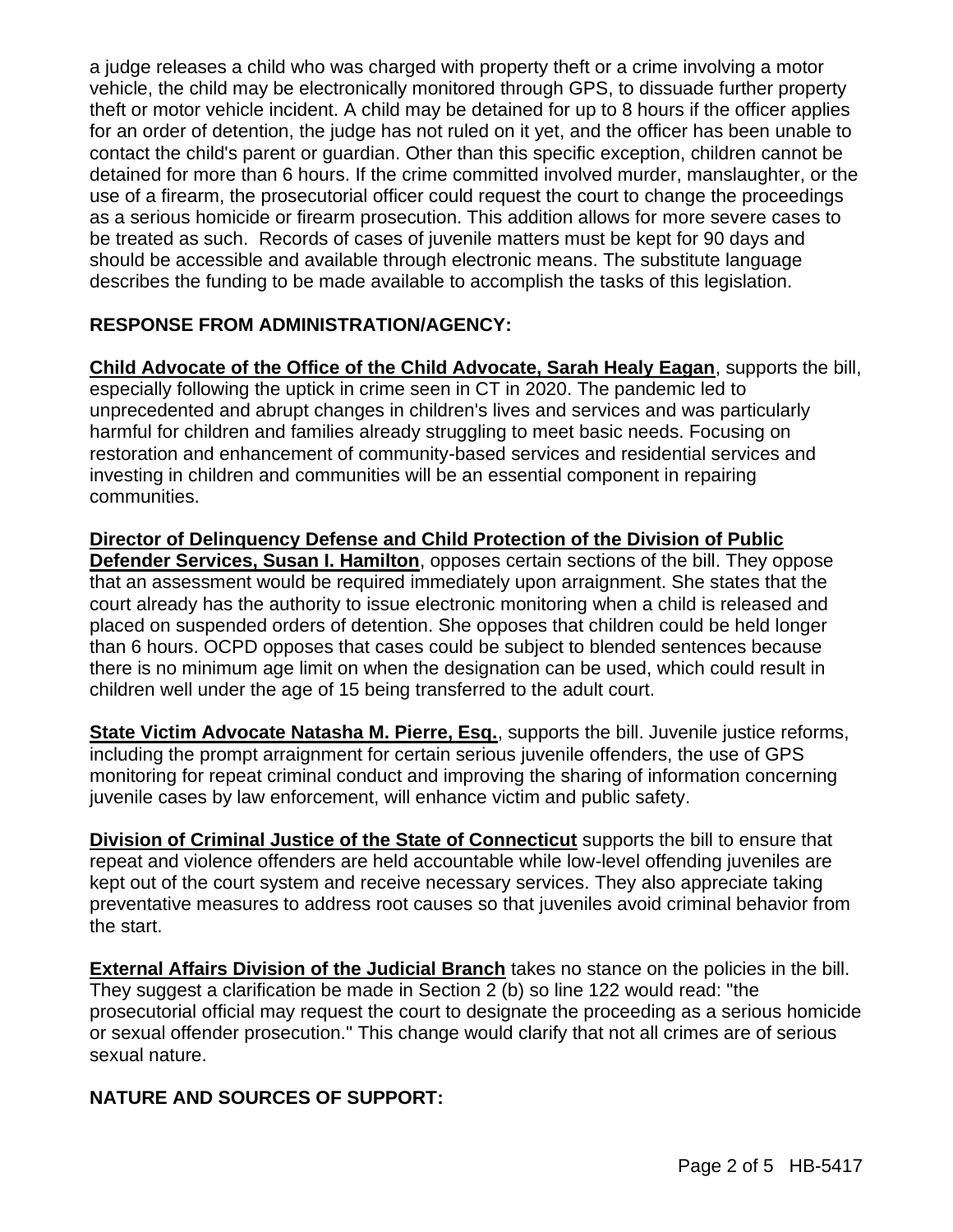a judge releases a child who was charged with property theft or a crime involving a motor vehicle, the child may be electronically monitored through GPS, to dissuade further property theft or motor vehicle incident. A child may be detained for up to 8 hours if the officer applies for an order of detention, the judge has not ruled on it yet, and the officer has been unable to contact the child's parent or guardian. Other than this specific exception, children cannot be detained for more than 6 hours. If the crime committed involved murder, manslaughter, or the use of a firearm, the prosecutorial officer could request the court to change the proceedings as a serious homicide or firearm prosecution. This addition allows for more severe cases to be treated as such. Records of cases of juvenile matters must be kept for 90 days and should be accessible and available through electronic means. The substitute language describes the funding to be made available to accomplish the tasks of this legislation.

## RESPONSE FROM ADMINISTRATION/AGENCY:

**Child Advocate of the Office of the Child Advocate, Sarah Healy Eagan**, supports the bill, especially following the uptick in crime seen in CT in 2020. The pandemic led to unprecedented and abrupt changes in children's lives and services and was particularly harmful for children and families already struggling to meet basic needs. Focusing on restoration and enhancement of community-based services and residential services and investing in children and communities will be an essential component in repairing communities.

**Director of Delinquency Defense and Child Protection of the Division of Public Defender Services, Susan I. Hamilton**, opposes certain sections of the bill. They oppose that an assessment would be required immediately upon arraignment. She states that the court already has the authority to issue electronic monitoring when a child is released and placed on suspended orders of detention. She opposes that children could be held longer than 6 hours. OCPD opposes that cases could be subject to blended sentences because there is no minimum age limit on when the designation can be used, which could result in children well under the age of 15 being transferred to the adult court.

**State Victim Advocate Natasha M. Pierre, Esq.**, supports the bill. Juvenile justice reforms, including the prompt arraignment for certain serious juvenile offenders, the use of GPS monitoring for repeat criminal conduct and improving the sharing of information concerning juvenile cases by law enforcement, will enhance victim and public safety.

**Division of Criminal Justice of the State of Connecticut** supports the bill to ensure that repeat and violence offenders are held accountable while low-level offending juveniles are kept out of the court system and receive necessary services. They also appreciate taking preventative measures to address root causes so that juveniles avoid criminal behavior from the start.

**External Affairs Division of the Judicial Branch** takes no stance on the policies in the bill. They suggest a clarification be made in Section 2 (b) so line 122 would read: "the prosecutorial official may request the court to designate the proceeding as a serious homicide or sexual offender prosecution." This change would clarify that not all crimes are of serious sexual nature.

## NATURE AND SOURCES OF SUPPORT: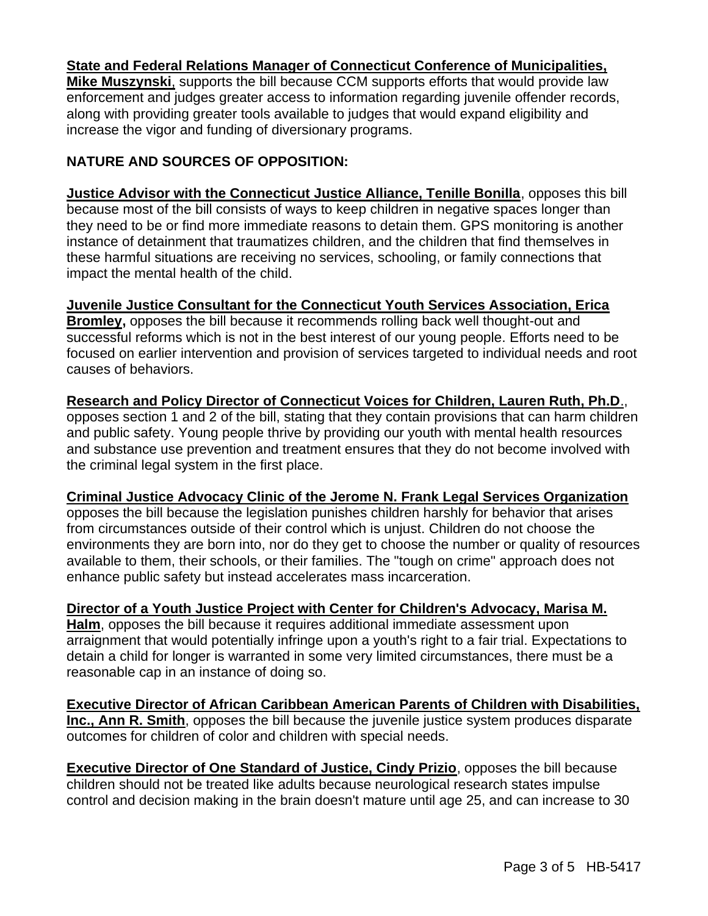**State and Federal Relations Manager of Connecticut Conference of Municipalities, Mike Muszynski**, supports the bill because CCM supports efforts that would provide law enforcement and judges greater access to information regarding juvenile offender records, along with providing greater tools available to judges that would expand eligibility and increase the vigor and funding of diversionary programs.

**NATURE AND SOURCES OF OPPOSITION:**

**Justice Advisor with the Connecticut Justice Alliance, Tenille Bonilla**, opposes this bill because most of the bill consists of ways to keep children in negative spaces longer than they need to be or find more immediate reasons to detain them. GPS monitoring is another instance of detainment that traumatizes children, and the children that find themselves in these harmful situations are receiving no services, schooling, or family connections that impact the mental health of the child.

**Juvenile Justice Consultant for the Connecticut Youth Services Association, Erica Bromley,** opposes the bill because it recommends rolling back well thought-out and successful reforms which is not in the best interest of our young people. Efforts need to be focused on earlier intervention and provision of services targeted to individual needs and root causes of behaviors.

**Research and Policy Director of Connecticut Voices for Children, Lauren Ruth, Ph.D**., opposes section 1 and 2 of the bill, stating that they contain provisions that can harm children and public safety. Young people thrive by providing our youth with mental health resources and substance use prevention and treatment ensures that they do not become involved with the criminal legal system in the first place.

**Criminal Justice Advocacy Clinic of the Jerome N. Frank Legal Services Organization** opposes the bill because the legislation punishes children harshly for behavior that arises from circumstances outside of their control which is unjust. Children do not choose the environments they are born into, nor do they get to choose the number or quality of resources available to them, their schools, or their families. The "tough on crime" approach does not enhance public safety but instead accelerates mass incarceration.

**Director of a Youth Justice Project with Center for Children's Advocacy, Marisa M. Halm**, opposes the bill because it requires additional immediate assessment upon arraignment that would potentially infringe upon a youth's right to a fair trial. Expectations to detain a child for longer is warranted in some very limited circumstances, there must be a reasonable cap in an instance of doing so.

**Executive Director of African Caribbean American Parents of Children with Disabilities, Inc., Ann R. Smith**, opposes the bill because the juvenile justice system produces disparate outcomes for children of color and children with special needs.

**Executive Director of One Standard of Justice, Cindy Prizio**, opposes the bill because children should not be treated like adults because neurological research states impulse control and decision making in the brain doesn't mature until age 25, and can increase to 30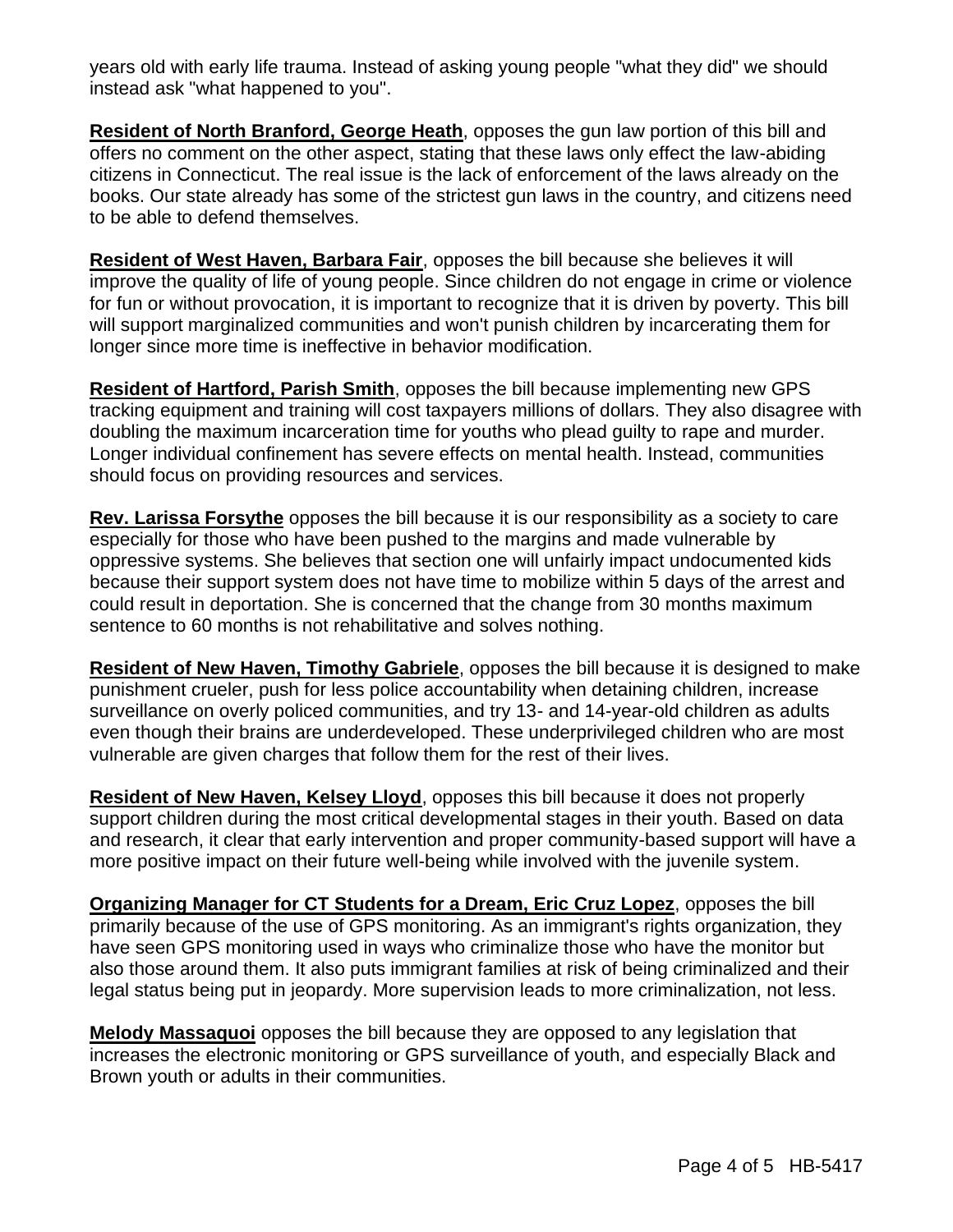years old with early life trauma. Instead of asking young people "what they did" we should instead ask "what happened to you".

**Resident of North Branford, George Heath**, opposes the gun law portion of this bill and offers no comment on the other aspect, stating that these laws only effect the law-abiding citizens in Connecticut. The real issue is the lack of enforcement of the laws already on the books. Our state already has some of the strictest gun laws in the country, and citizens need to be able to defend themselves.

**Resident of West Haven, Barbara Fair**, opposes the bill because she believes it will improve the quality of life of young people. Since children do not engage in crime or violence for fun or without provocation, it is important to recognize that it is driven by poverty. This bill will support marginalized communities and won't punish children by incarcerating them for longer since more time is ineffective in behavior modification.

**Resident of Hartford, Parish Smith**, opposes the bill because implementing new GPS tracking equipment and training will cost taxpayers millions of dollars. They also disagree with doubling the maximum incarceration time for youths who plead guilty to rape and murder. Longer individual confinement has severe effects on mental health. Instead, communities should focus on providing resources and services.

**Rev. Larissa Forsythe** opposes the bill because it is our responsibility as a society to care especially for those who have been pushed to the margins and made vulnerable by oppressive systems. She believes that section one will unfairly impact undocumented kids because their support system does not have time to mobilize within 5 days of the arrest and could result in deportation. She is concerned that the change from 30 months maximum sentence to 60 months is not rehabilitative and solves nothing.

**Resident of New Haven, Timothy Gabriele**, opposes the bill because it is designed to make punishment crueler, push for less police accountability when detaining children, increase surveillance on overly policed communities, and try 13- and 14-year-old children as adults even though their brains are underdeveloped. These underprivileged children who are most vulnerable are given charges that follow them for the rest of their lives.

**Resident of New Haven, Kelsey Lloyd**, opposes this bill because it does not properly support children during the most critical developmental stages in their youth. Based on data and research, it clear that early intervention and proper community-based support will have a more positive impact on their future well-being while involved with the juvenile system.

**Organizing Manager for CT Students for a Dream, Eric Cruz Lopez**, opposes the bill primarily because of the use of GPS monitoring. As an immigrant's rights organization, they have seen GPS monitoring used in ways who criminalize those who have the monitor but also those around them. It also puts immigrant families at risk of being criminalized and their legal status being put in jeopardy. More supervision leads to more criminalization, not less.

**Melody Massaquoi** opposes the bill because they are opposed to any legislation that increases the electronic monitoring or GPS surveillance of youth, and especially Black and Brown youth or adults in their communities.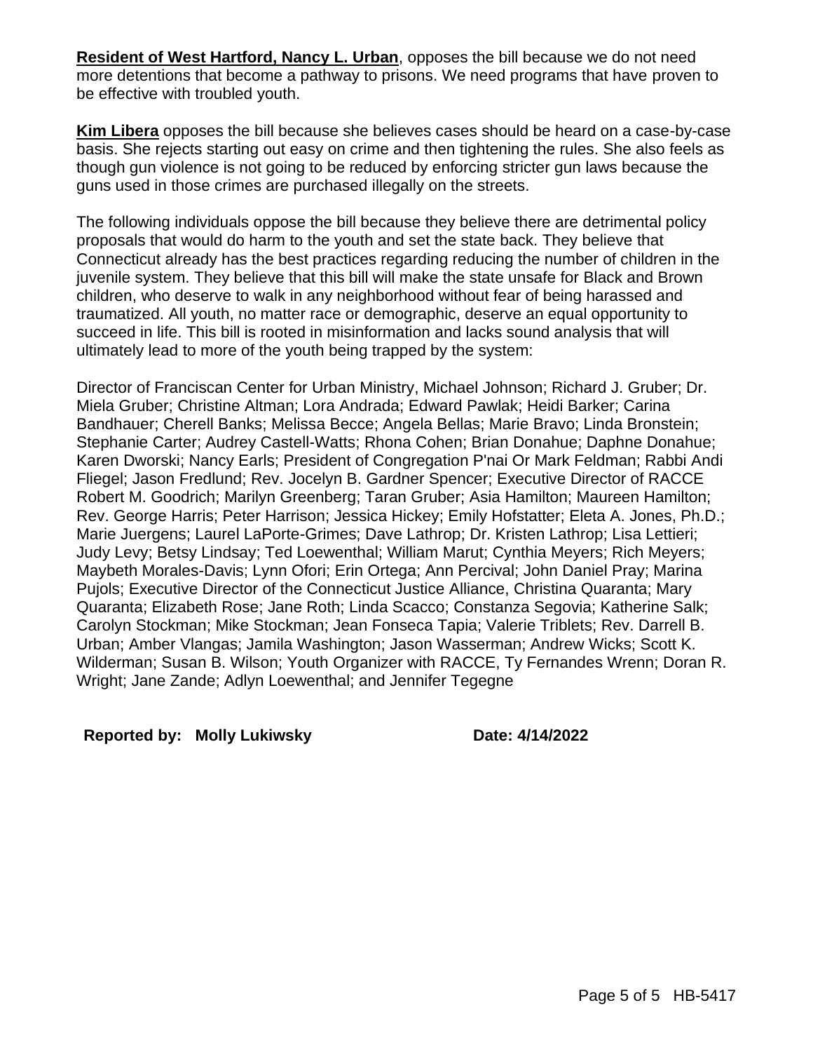**Resident of West Hartford, Nancy L. Urban**, opposes the bill because we do not need more detentions that become a pathway to prisons. We need programs that have proven to be effective with troubled youth.

**Kim Libera** opposes the bill because she believes cases should be heard on a case-by-case basis. She rejects starting out easy on crime and then tightening the rules. She also feels as though gun violence is not going to be reduced by enforcing stricter gun laws because the guns used in those crimes are purchased illegally on the streets.

The following individuals oppose the bill because they believe there are detrimental policy proposals that would do harm to the youth and set the state back. They believe that Connecticut already has the best practices regarding reducing the number of children in the juvenile system. They believe that this bill will make the state unsafe for Black and Brown children, who deserve to walk in any neighborhood without fear of being harassed and traumatized. All youth, no matter race or demographic, deserve an equal opportunity to succeed in life. This bill is rooted in misinformation and lacks sound analysis that will ultimately lead to more of the youth being trapped by the system:

Director of Franciscan Center for Urban Ministry, Michael Johnson; Richard J. Gruber; Dr. Miela Gruber; Christine Altman; Lora Andrada; Edward Pawlak; Heidi Barker; Carina Bandhauer; Cherell Banks; Melissa Becce; Angela Bellas; Marie Bravo; Linda Bronstein; Stephanie Carter; Audrey Castell-Watts; Rhona Cohen; Brian Donahue; Daphne Donahue; Karen Dworski; Nancy Earls; President of Congregation P'nai Or Mark Feldman; Rabbi Andi Fliegel; Jason Fredlund; Rev. Jocelyn B. Gardner Spencer; Executive Director of RACCE Robert M. Goodrich; Marilyn Greenberg; Taran Gruber; Asia Hamilton; Maureen Hamilton; Rev. George Harris; Peter Harrison; Jessica Hickey; Emily Hofstatter; Eleta A. Jones, Ph.D.; Marie Juergens; Laurel LaPorte-Grimes; Dave Lathrop; Dr. Kristen Lathrop; Lisa Lettieri; Judy Levy; Betsy Lindsay; Ted Loewenthal; William Marut; Cynthia Meyers; Rich Meyers; Maybeth Morales-Davis; Lynn Ofori; Erin Ortega; Ann Percival; John Daniel Pray; Marina Pujols; Executive Director of the Connecticut Justice Alliance, Christina Quaranta; Mary Quaranta; Elizabeth Rose; Jane Roth; Linda Scacco; Constanza Segovia; Katherine Salk; Carolyn Stockman; Mike Stockman; Jean Fonseca Tapia; Valerie Triblets; Rev. Darrell B. Urban; Amber Vlangas; Jamila Washington; Jason Wasserman; Andrew Wicks; Scott K. Wilderman; Susan B. Wilson; Youth Organizer with RACCE, Ty Fernandes Wrenn; Doran R. Wright; Jane Zande; Adlyn Loewenthal; and Jennifer Tegegne

**Reported by: Molly Lukiwsky** **Date: 4/14/2022**